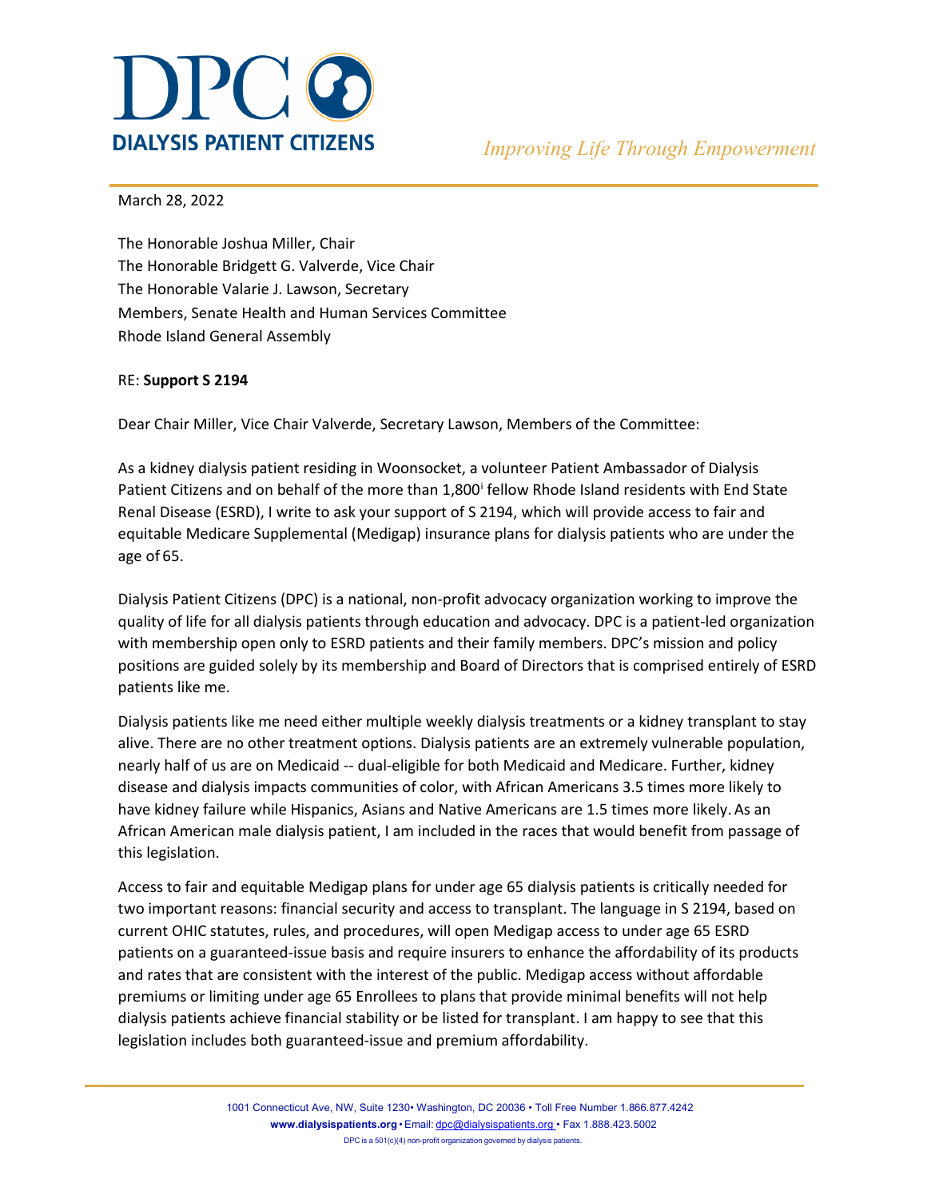# DPC
**DIALYSIS PATIENT CITIZENS**

*Improving Life Through Empowerment*

March 28, 2022

The Honorable Joshua Miller, Chair
The Honorable Bridgett G. Valverde, Vice Chair
The Honorable Valarie J. Lawson, Secretary
Members, Senate Health and Human Services Committee
Rhode Island General Assembly

RE: **Support S 2194**

Dear Chair Miller, Vice Chair Valverde, Secretary Lawson, Members of the Committee:

As a kidney dialysis patient residing in Woonsocket, a volunteer Patient Ambassador of Dialysis Patient Citizens and on behalf of the more than 1,800[i] fellow Rhode Island residents with End State Renal Disease (ESRD), I write to ask your support of S 2194, which will provide access to fair and equitable Medicare Supplemental (Medigap) insurance plans for dialysis patients who are under the age of 65.

Dialysis Patient Citizens (DPC) is a national, non-profit advocacy organization working to improve the quality of life for all dialysis patients through education and advocacy. DPC is a patient-led organization with membership open only to ESRD patients and their family members. DPC's mission and policy positions are guided solely by its membership and Board of Directors that is comprised entirely of ESRD patients like me.

Dialysis patients like me need either multiple weekly dialysis treatments or a kidney transplant to stay alive. There are no other treatment options. Dialysis patients are an extremely vulnerable population, nearly half of us are on Medicaid -- dual-eligible for both Medicaid and Medicare. Further, kidney disease and dialysis impacts communities of color, with African Americans 3.5 times more likely to have kidney failure while Hispanics, Asians and Native Americans are 1.5 times more likely. As an African American male dialysis patient, I am included in the races that would benefit from passage of this legislation.

Access to fair and equitable Medigap plans for under age 65 dialysis patients is critically needed for two important reasons: financial security and access to transplant. The language in S 2194, based on current OHIC statutes, rules, and procedures, will open Medigap access to under age 65 ESRD patients on a guaranteed-issue basis and require insurers to enhance the affordability of its products and rates that are consistent with the interest of the public. Medigap access without affordable premiums or limiting under age 65 Enrollees to plans that provide minimal benefits will not help dialysis patients achieve financial stability or be listed for transplant. I am happy to see that this legislation includes both guaranteed-issue and premium affordability.

1001 Connecticut Ave, NW, Suite 1230• Washington, DC 20036 • Toll Free Number 1.866.877.4242
**www.dialysispatients.org** • Email: dpc@dialysispatients.org • Fax 1.888.423.5002
DPC is a 501(c)(4) non-profit organization governed by dialysis patients.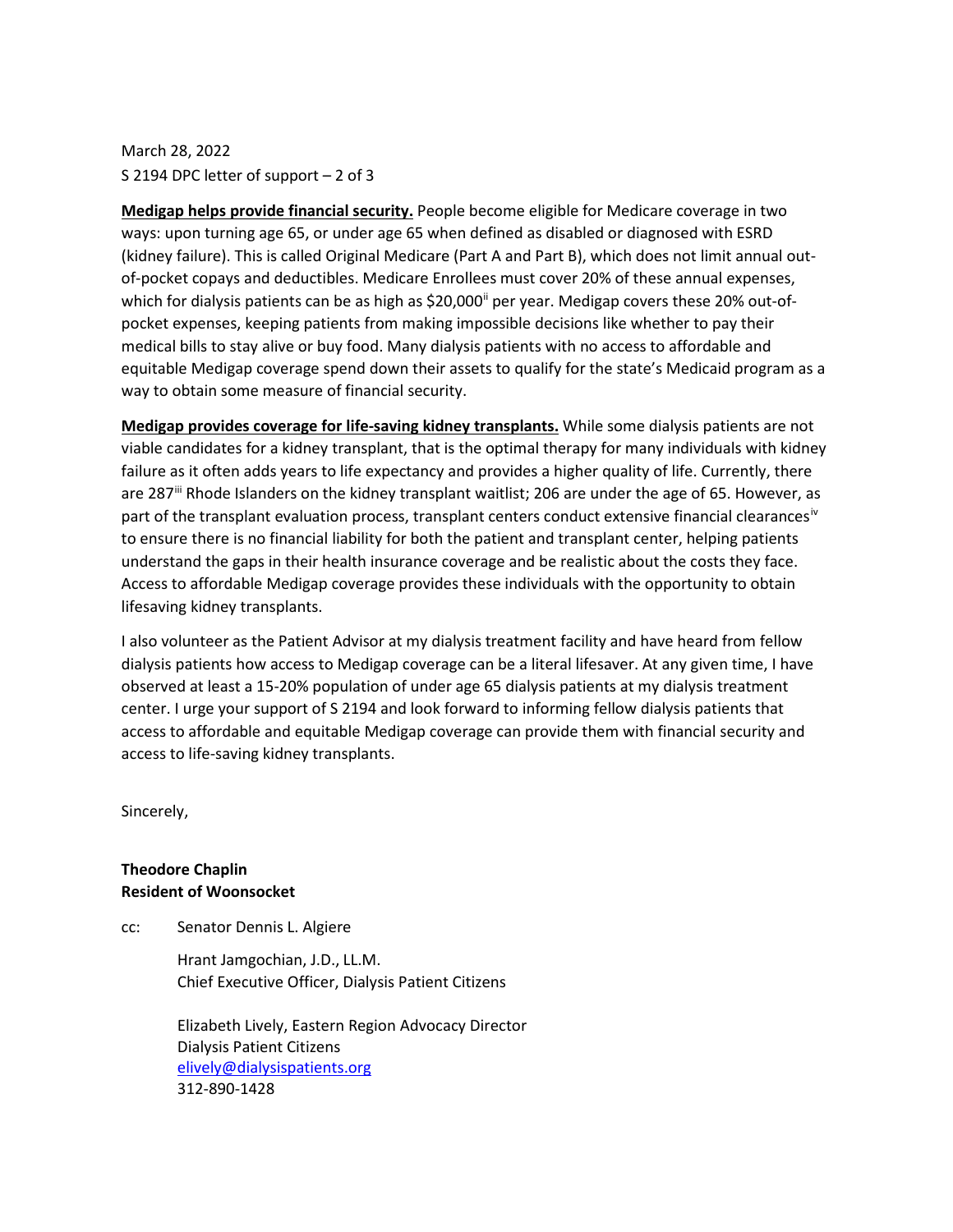**Medigap helps provide financial security.** People become eligible for Medicare coverage in two ways: upon turning age 65, or under age 65 when defined as disabled or diagnosed with ESRD (kidney failure). This is called Original Medicare (Part A and Part B), which does not limit annual out-of-pocket copays and deductibles. Medicare Enrollees must cover 20% of these annual expenses, which for dialysis patients can be as high as $20,000[ii] per year. Medigap covers these 20% out-of-pocket expenses, keeping patients from making impossible decisions like whether to pay their medical bills to stay alive or buy food. Many dialysis patients with no access to affordable and equitable Medigap coverage spend down their assets to qualify for the state's Medicaid program as a way to obtain some measure of financial security.

**Medigap provides coverage for life-saving kidney transplants.** While some dialysis patients are not viable candidates for a kidney transplant, that is the optimal therapy for many individuals with kidney failure as it often adds years to life expectancy and provides a higher quality of life. Currently, there are 287[iii] Rhode Islanders on the kidney transplant waitlist; 206 are under the age of 65. However, as part of the transplant evaluation process, transplant centers conduct extensive financial clearances[iv] to ensure there is no financial liability for both the patient and transplant center, helping patients understand the gaps in their health insurance coverage and be realistic about the costs they face. Access to affordable Medigap coverage provides these individuals with the opportunity to obtain lifesaving kidney transplants.

I also volunteer as the Patient Advisor at my dialysis treatment facility and have heard from fellow dialysis patients how access to Medigap coverage can be a literal lifesaver. At any given time, I have observed at least a 15-20% population of under age 65 dialysis patients at my dialysis treatment center. I urge your support of S 2194 and look forward to informing fellow dialysis patients that access to affordable and equitable Medigap coverage can provide them with financial security and access to life-saving kidney transplants.

Sincerely,

**Theodore Chaplin**
**Resident of Woonsocket**

cc: Senator Dennis L. Algiere

Hrant Jamgochian, J.D., LL.M.
Chief Executive Officer, Dialysis Patient Citizens

Elizabeth Lively, Eastern Region Advocacy Director
Dialysis Patient Citizens
elively@dialysispatients.org
312-890-1428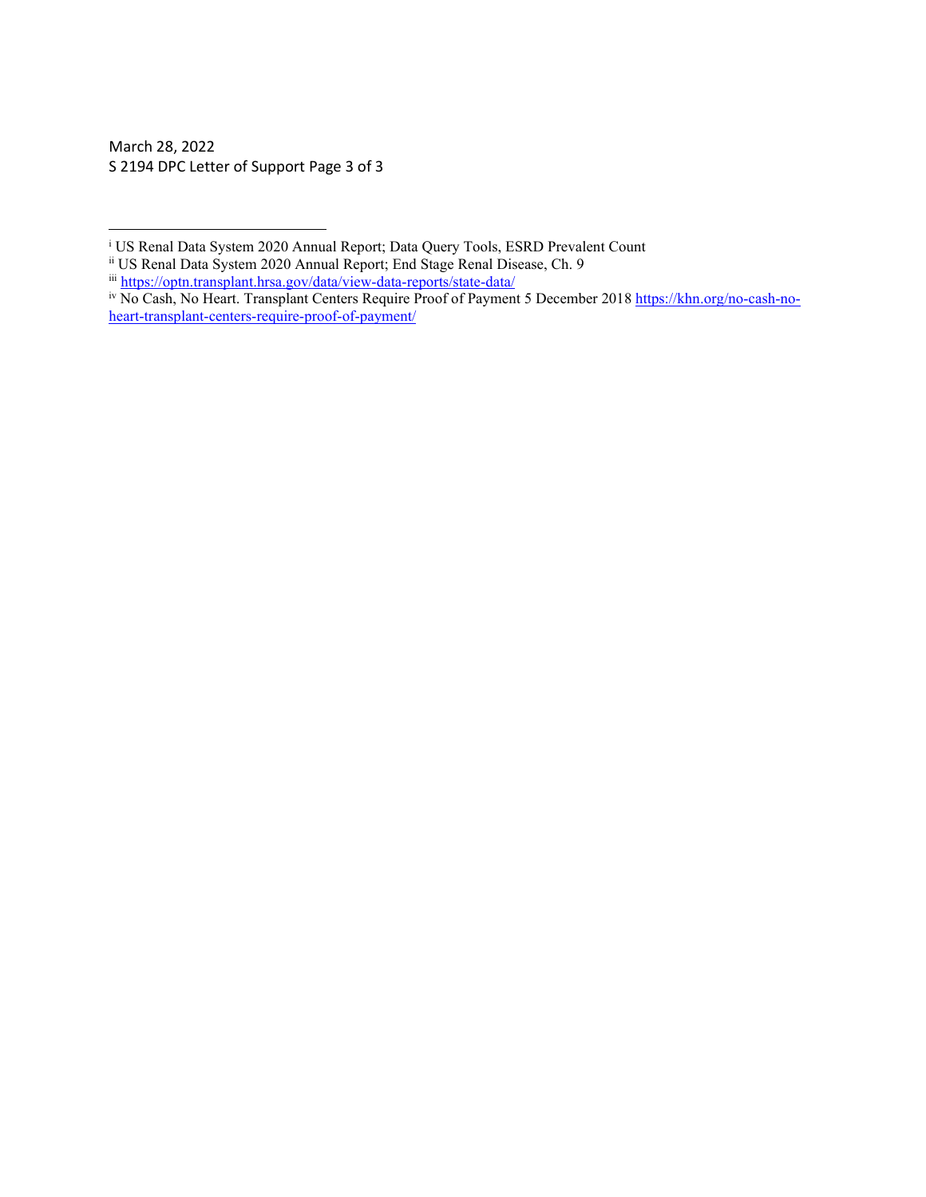---

[i] US Renal Data System 2020 Annual Report; Data Query Tools, ESRD Prevalent Count

[ii] US Renal Data System 2020 Annual Report; End Stage Renal Disease, Ch. 9

[iii] https://optn.transplant.hrsa.gov/data/view-data-reports/state-data/

[iv] No Cash, No Heart. Transplant Centers Require Proof of Payment 5 December 2018 https://khn.org/no-cash-no-heart-transplant-centers-require-proof-of-payment/